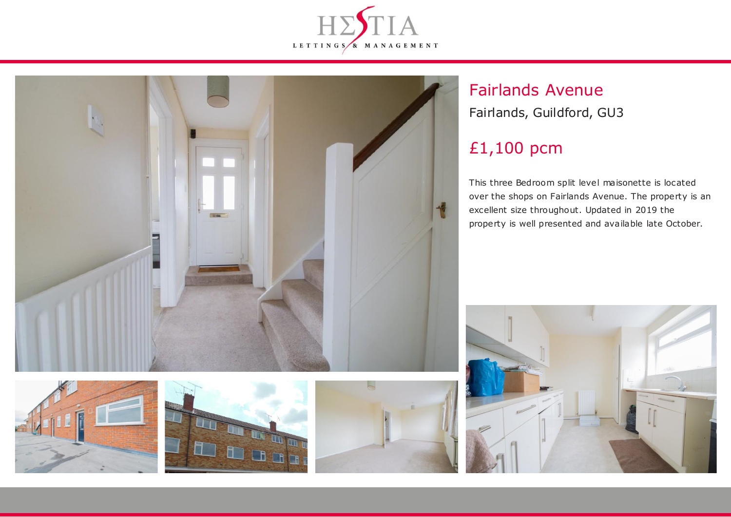HΣSTIA
LETTINGS & MANAGEMENT

# Fairlands Avenue

Fairlands, Guildford, GU3

## £1,100 pcm

This three Bedroom split level maisonette is located over the shops on Fairlands Avenue. The property is an excellent size throughout. Updated in 2019 the property is well presented and available late October.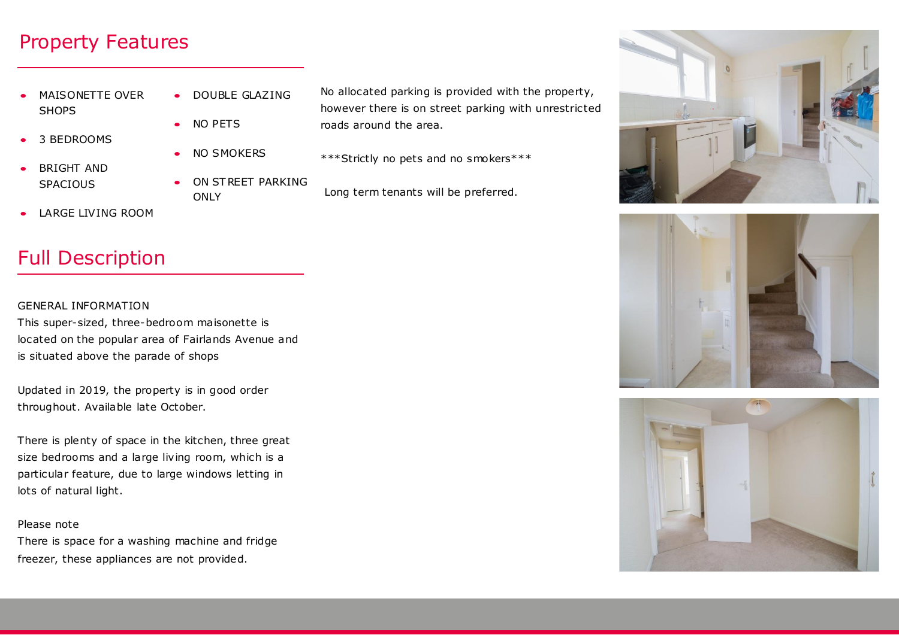## Property Features

- MAISONETTE OVER SHOPS
- 3 BEDROOMS
- BRIGHT AND SPACIOUS
- LARGE LIVING ROOM
- DOUBLE GLAZING
- NO PETS
- NO SMOKERS
- ON STREET PARKING ONLY

## Full Description

GENERAL INFORMATION
This super-sized, three-bedroom maisonette is located on the popular area of Fairlands Avenue and is situated above the parade of shops

Updated in 2019, the property is in good order throughout. Available late October.

There is plenty of space in the kitchen, three great size bedrooms and a large living room, which is a particular feature, due to large windows letting in lots of natural light.

Please note
There is space for a washing machine and fridge freezer, these appliances are not provided.

No allocated parking is provided with the property, however there is on street parking with unrestricted roads around the area.

***Strictly no pets and no smokers***

Long term tenants will be preferred.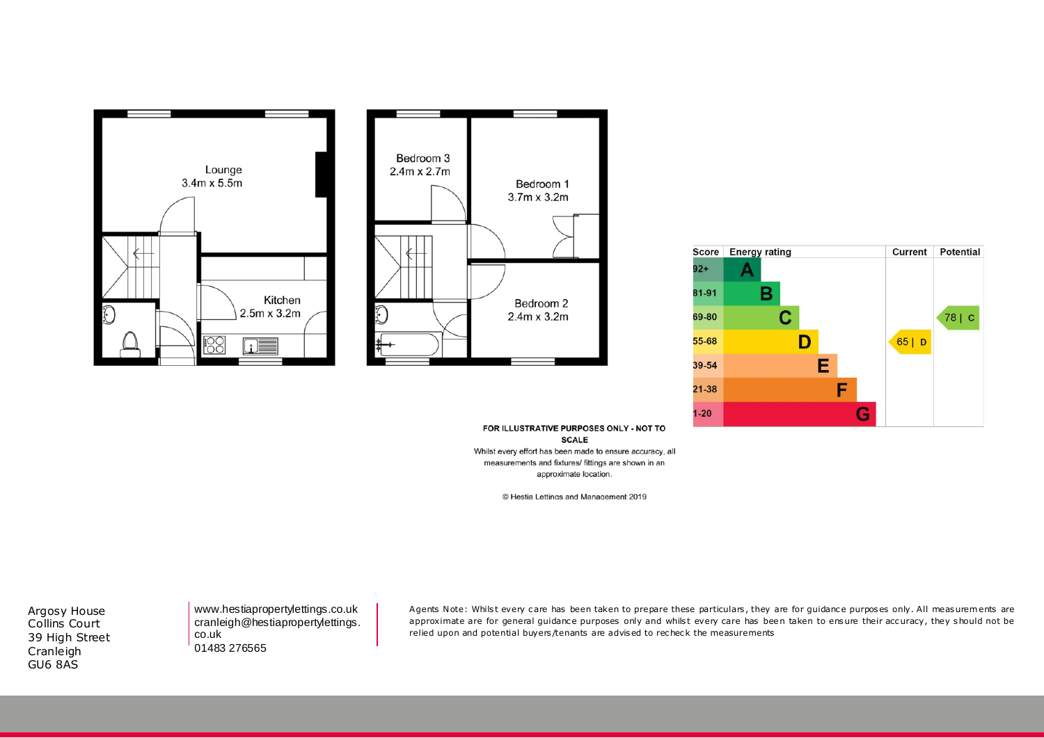Lounge
3.4m x 5.5m

Kitchen
2.5m x 3.2m

Bedroom 3
2.4m x 2.7m

Bedroom 1
3.7m x 3.2m

Bedroom 2
2.4m x 3.2m

Score | Energy rating | Current | Potential

92+ A

81-91 B

69-80 C

55-68 D

39-54 E

21-38 F

1-20 G

65 | D

78 | C

**FOR ILLUSTRATIVE PURPOSES ONLY - NOT TO SCALE**

Whilst every effort has been made to ensure accuracy, all measurements and fixtures/ fittings are shown in an approximate location.

© Hestia Lettings and Management 2019

Argosy House
Collins Court
39 High Street
Cranleigh
GU6 8AS

www.hestiapropertylettings.co.uk
cranleigh@hestiapropertylettings.co.uk
01483 276565

Agents Note: Whilst every care has been taken to prepare these particulars, they are for guidance purposes only. All measurements are approximate are for general guidance purposes only and whilst every care has been taken to ensure their accuracy, they should not be relied upon and potential buyers/tenants are advised to recheck the measurements